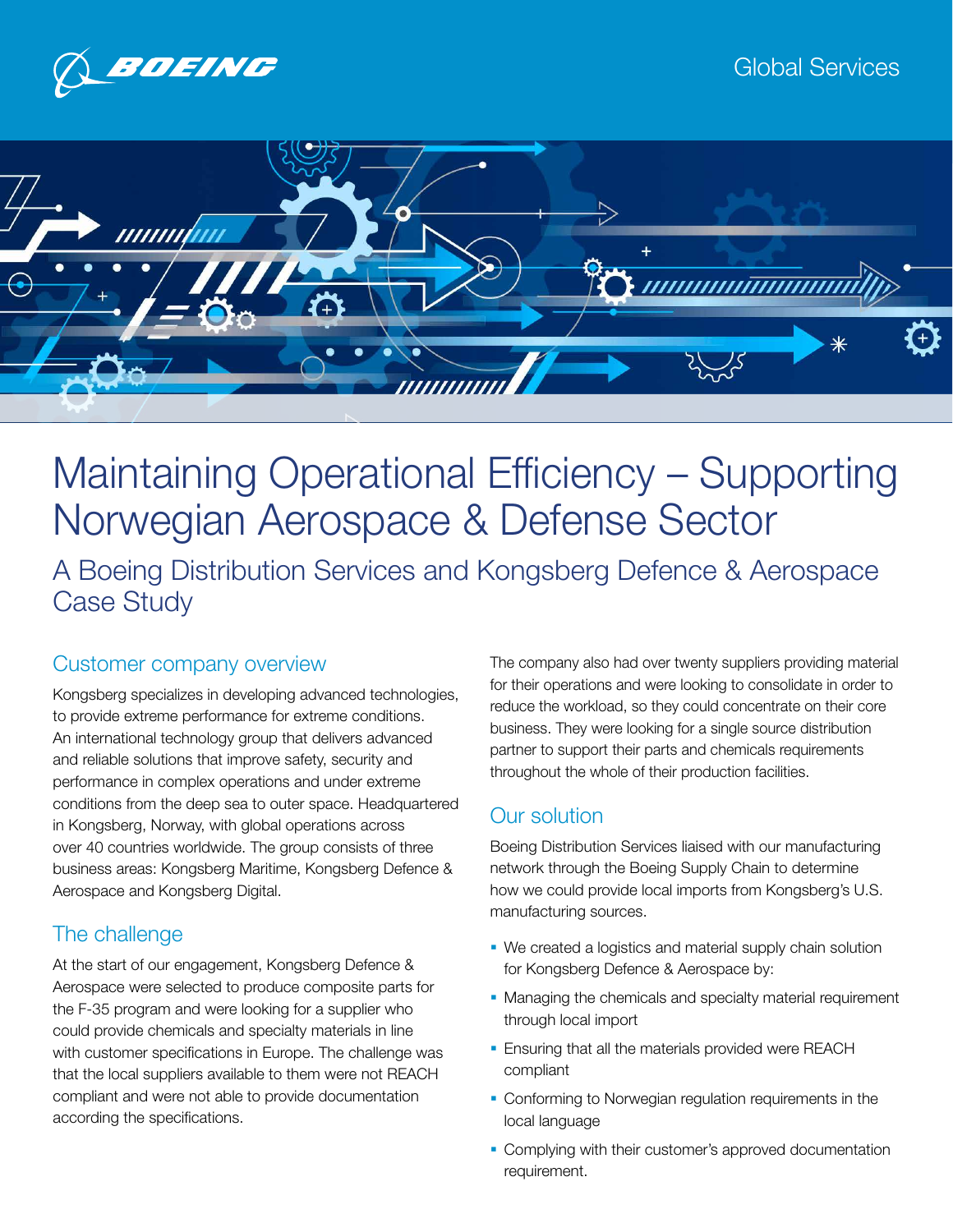Global Services

# Maintaining Operational Efficiency – Supporting Norwegian Aerospace & Defense Sector

## A Boeing Distribution Services and Kongsberg Defence & Aerospace Case Study

### Customer company overview

Kongsberg specializes in developing advanced technologies, to provide extreme performance for extreme conditions. An international technology group that delivers advanced and reliable solutions that improve safety, security and performance in complex operations and under extreme conditions from the deep sea to outer space. Headquartered in Kongsberg, Norway, with global operations across over 40 countries worldwide. The group consists of three business areas: Kongsberg Maritime, Kongsberg Defence & Aerospace and Kongsberg Digital.

### The challenge

At the start of our engagement, Kongsberg Defence & Aerospace were selected to produce composite parts for the F-35 program and were looking for a supplier who could provide chemicals and specialty materials in line with customer specifications in Europe. The challenge was that the local suppliers available to them were not REACH compliant and were not able to provide documentation according the specifications.

The company also had over twenty suppliers providing material for their operations and were looking to consolidate in order to reduce the workload, so they could concentrate on their core business. They were looking for a single source distribution partner to support their parts and chemicals requirements throughout the whole of their production facilities.

### Our solution

Boeing Distribution Services liaised with our manufacturing network through the Boeing Supply Chain to determine how we could provide local imports from Kongsberg's U.S. manufacturing sources.

- We created a logistics and material supply chain solution for Kongsberg Defence & Aerospace by:
- Managing the chemicals and specialty material requirement through local import
- Ensuring that all the materials provided were REACH compliant
- Conforming to Norwegian regulation requirements in the local language
- Complying with their customer's approved documentation requirement.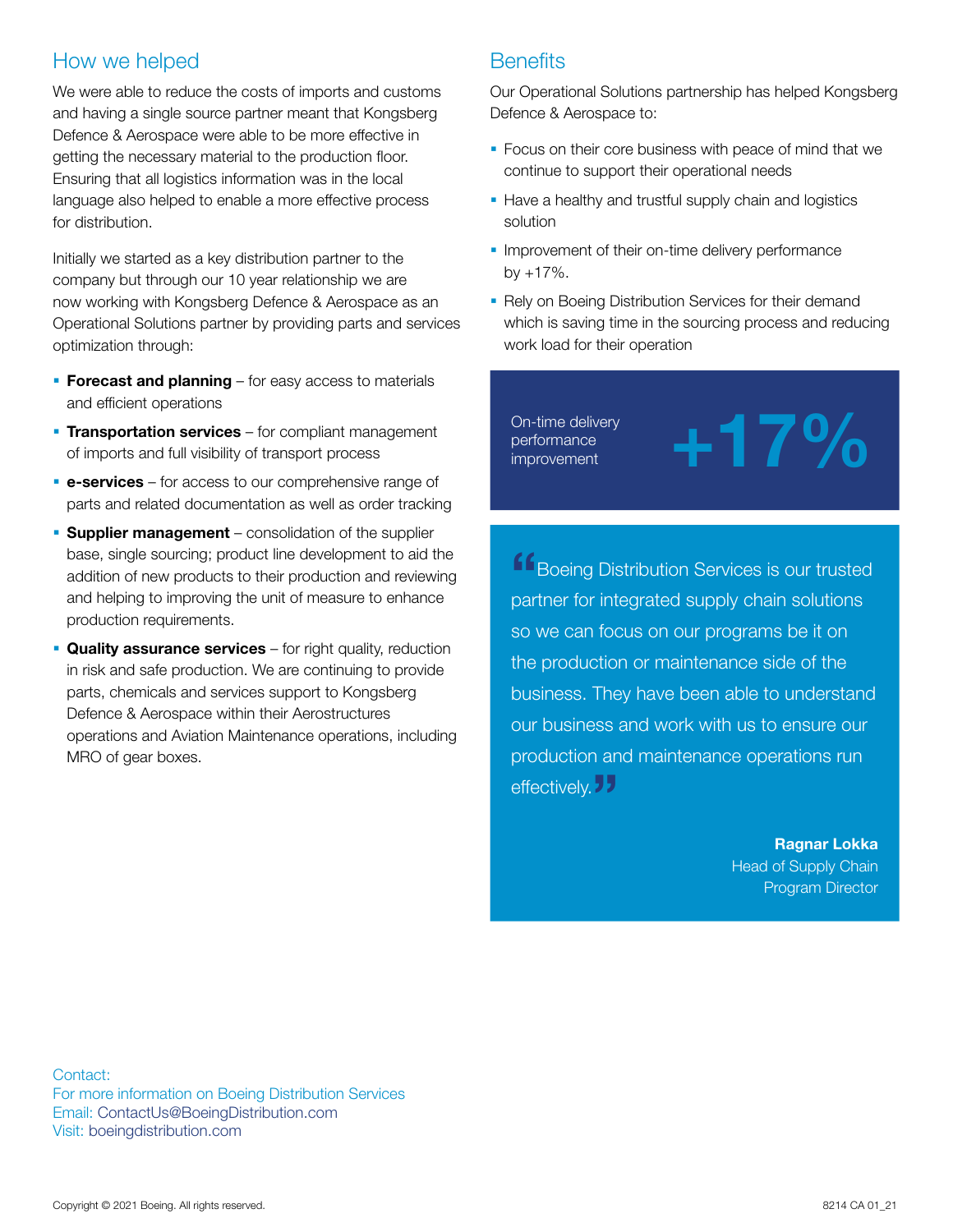## How we helped

We were able to reduce the costs of imports and customs and having a single source partner meant that Kongsberg Defence & Aerospace were able to be more effective in getting the necessary material to the production floor. Ensuring that all logistics information was in the local language also helped to enable a more effective process for distribution.

Initially we started as a key distribution partner to the company but through our 10 year relationship we are now working with Kongsberg Defence & Aerospace as an Operational Solutions partner by providing parts and services optimization through:

- **Forecast and planning** – for easy access to materials and efficient operations
- **Transportation services** – for compliant management of imports and full visibility of transport process
- **e-services** – for access to our comprehensive range of parts and related documentation as well as order tracking
- **Supplier management** – consolidation of the supplier base, single sourcing; product line development to aid the addition of new products to their production and reviewing and helping to improving the unit of measure to enhance production requirements.
- **Quality assurance services** – for right quality, reduction in risk and safe production. We are continuing to provide parts, chemicals and services support to Kongsberg Defence & Aerospace within their Aerostructures operations and Aviation Maintenance operations, including MRO of gear boxes.

## Benefits

Our Operational Solutions partnership has helped Kongsberg Defence & Aerospace to:

- Focus on their core business with peace of mind that we continue to support their operational needs
- Have a healthy and trustful supply chain and logistics solution
- Improvement of their on-time delivery performance by +17%.
- Rely on Boeing Distribution Services for their demand which is saving time in the sourcing process and reducing work load for their operation

On-time delivery performance improvement **+17%**

> "Boeing Distribution Services is our trusted partner for integrated supply chain solutions so we can focus on our programs be it on the production or maintenance side of the business. They have been able to understand our business and work with us to ensure our production and maintenance operations run effectively."
>
> **Ragnar Lokka**
> Head of Supply Chain
> Program Director

Contact:
For more information on Boeing Distribution Services
Email: ContactUs@BoeingDistribution.com
Visit: boeingdistribution.com

Copyright © 2021 Boeing. All rights reserved.

8214 CA 01_21